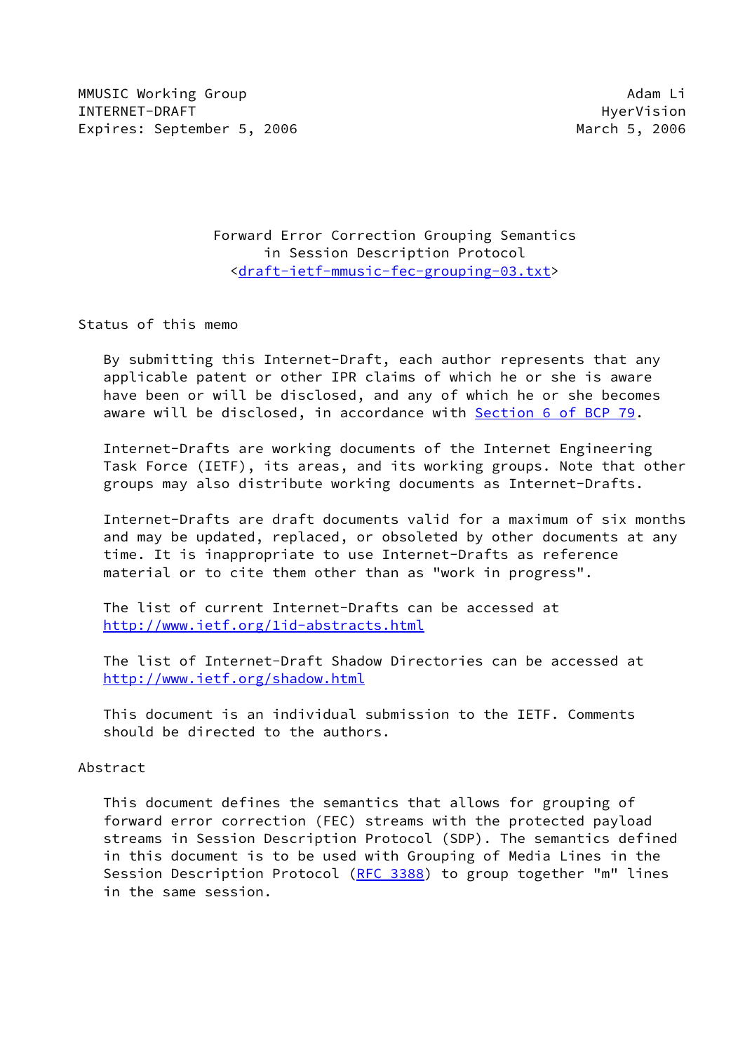MMUSIC Working Group                                              Adam Li
INTERNET-DRAFT                                                 HyerVision
Expires: September 5, 2006                                  March 5, 2006

# Forward Error Correction Grouping Semantics in Session Description Protocol

<draft-ietf-mmusic-fec-grouping-03.txt>

## Status of this memo

By submitting this Internet-Draft, each author represents that any applicable patent or other IPR claims of which he or she is aware have been or will be disclosed, and any of which he or she becomes aware will be disclosed, in accordance with Section 6 of BCP 79.

Internet-Drafts are working documents of the Internet Engineering Task Force (IETF), its areas, and its working groups. Note that other groups may also distribute working documents as Internet-Drafts.

Internet-Drafts are draft documents valid for a maximum of six months and may be updated, replaced, or obsoleted by other documents at any time. It is inappropriate to use Internet-Drafts as reference material or to cite them other than as "work in progress".

The list of current Internet-Drafts can be accessed at http://www.ietf.org/1id-abstracts.html

The list of Internet-Draft Shadow Directories can be accessed at http://www.ietf.org/shadow.html

This document is an individual submission to the IETF. Comments should be directed to the authors.

## Abstract

This document defines the semantics that allows for grouping of forward error correction (FEC) streams with the protected payload streams in Session Description Protocol (SDP). The semantics defined in this document is to be used with Grouping of Media Lines in the Session Description Protocol (RFC 3388) to group together "m" lines in the same session.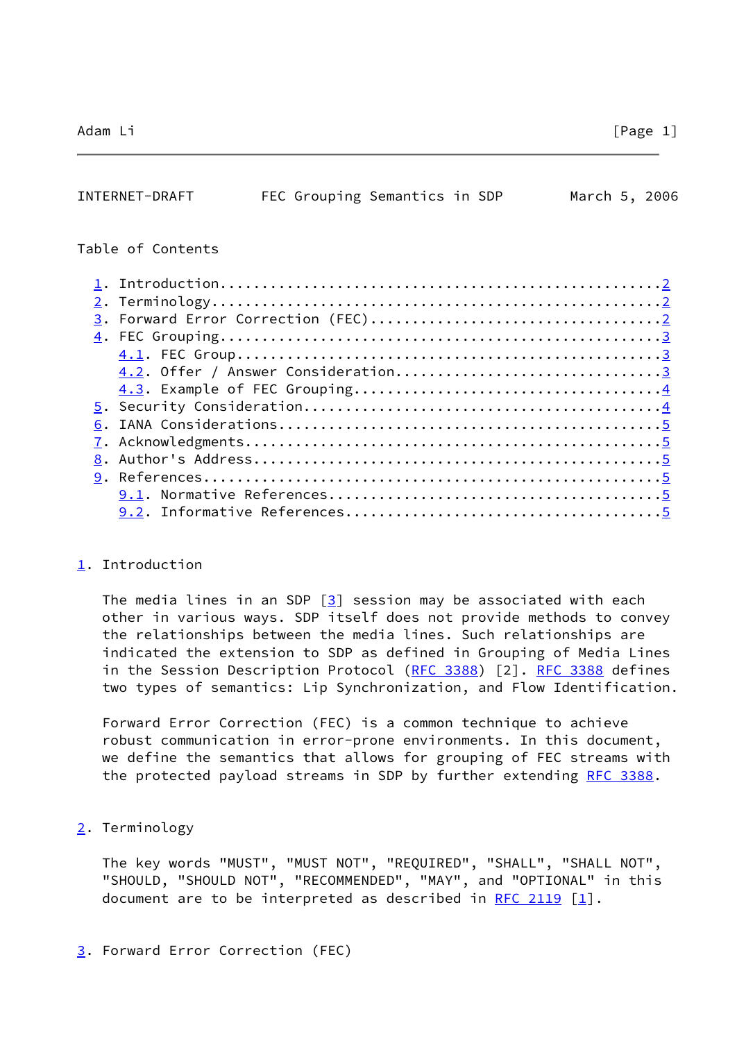Table of Contents

1. Introduction....................................................2
2. Terminology.....................................................2
3. Forward Error Correction (FEC)..................................2
4. FEC Grouping....................................................3
   4.1. FEC Group..................................................3
   4.2. Offer / Answer Consideration...............................3
   4.3. Example of FEC Grouping....................................4
5. Security Consideration..........................................4
6. IANA Considerations.............................................5
7. Acknowledgments.................................................5
8. Author's Address................................................5
9. References......................................................5
   9.1. Normative References.......................................5
   9.2. Informative References.....................................5

# 1. Introduction

The media lines in an SDP [3] session may be associated with each other in various ways. SDP itself does not provide methods to convey the relationships between the media lines. Such relationships are indicated the extension to SDP as defined in Grouping of Media Lines in the Session Description Protocol (RFC 3388) [2]. RFC 3388 defines two types of semantics: Lip Synchronization, and Flow Identification.

Forward Error Correction (FEC) is a common technique to achieve robust communication in error-prone environments. In this document, we define the semantics that allows for grouping of FEC streams with the protected payload streams in SDP by further extending RFC 3388.

# 2. Terminology

The key words "MUST", "MUST NOT", "REQUIRED", "SHALL", "SHALL NOT", "SHOULD, "SHOULD NOT", "RECOMMENDED", "MAY", and "OPTIONAL" in this document are to be interpreted as described in RFC 2119 [1].

# 3. Forward Error Correction (FEC)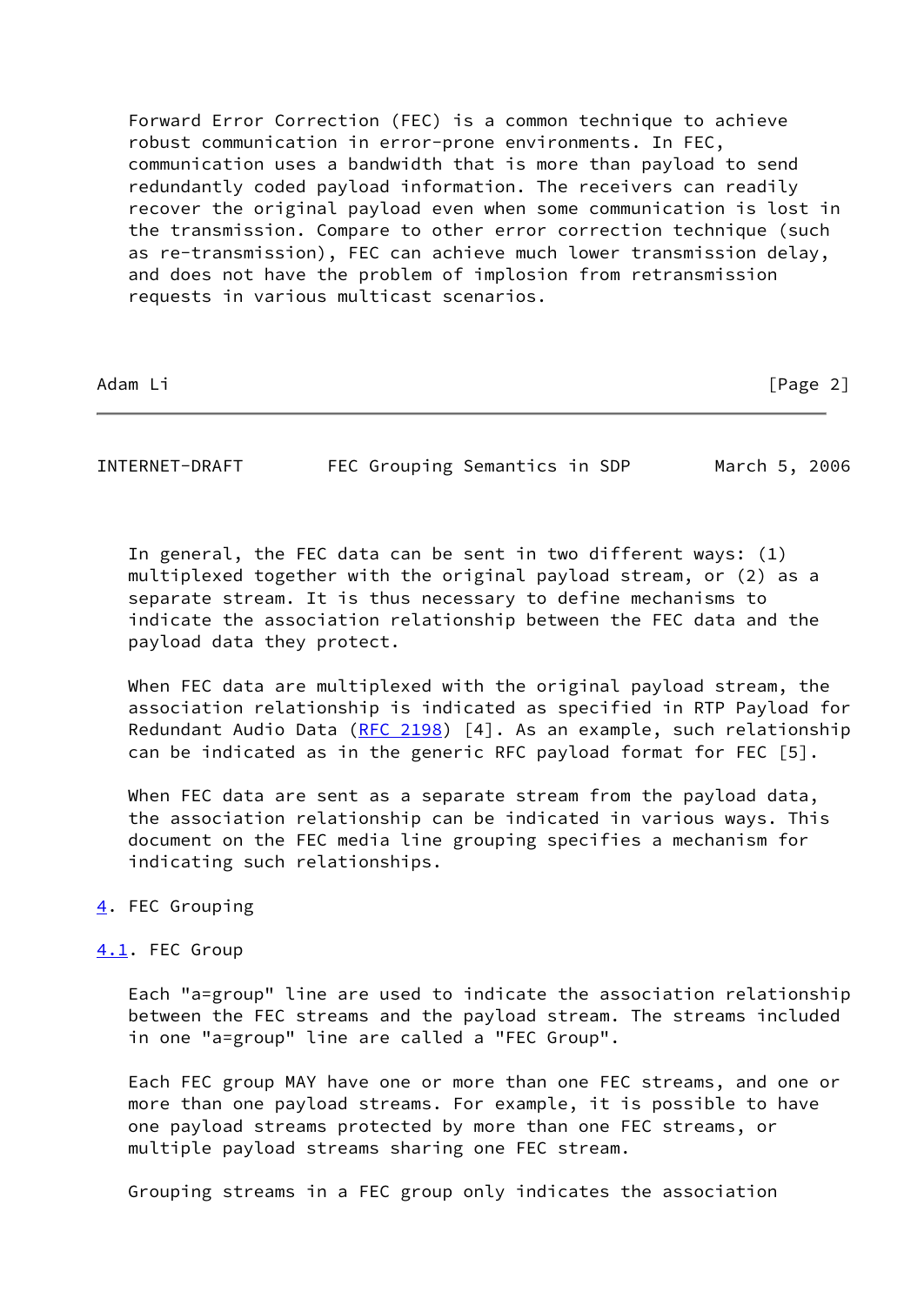Forward Error Correction (FEC) is a common technique to achieve robust communication in error-prone environments. In FEC, communication uses a bandwidth that is more than payload to send redundantly coded payload information. The receivers can readily recover the original payload even when some communication is lost in the transmission. Compare to other error correction technique (such as re-transmission), FEC can achieve much lower transmission delay, and does not have the problem of implosion from retransmission requests in various multicast scenarios.

In general, the FEC data can be sent in two different ways: (1) multiplexed together with the original payload stream, or (2) as a separate stream. It is thus necessary to define mechanisms to indicate the association relationship between the FEC data and the payload data they protect.

When FEC data are multiplexed with the original payload stream, the association relationship is indicated as specified in RTP Payload for Redundant Audio Data (RFC 2198) [4]. As an example, such relationship can be indicated as in the generic RFC payload format for FEC [5].

When FEC data are sent as a separate stream from the payload data, the association relationship can be indicated in various ways. This document on the FEC media line grouping specifies a mechanism for indicating such relationships.

## 4. FEC Grouping

### 4.1. FEC Group

Each "a=group" line are used to indicate the association relationship between the FEC streams and the payload stream. The streams included in one "a=group" line are called a "FEC Group".

Each FEC group MAY have one or more than one FEC streams, and one or more than one payload streams. For example, it is possible to have one payload streams protected by more than one FEC streams, or multiple payload streams sharing one FEC stream.

Grouping streams in a FEC group only indicates the association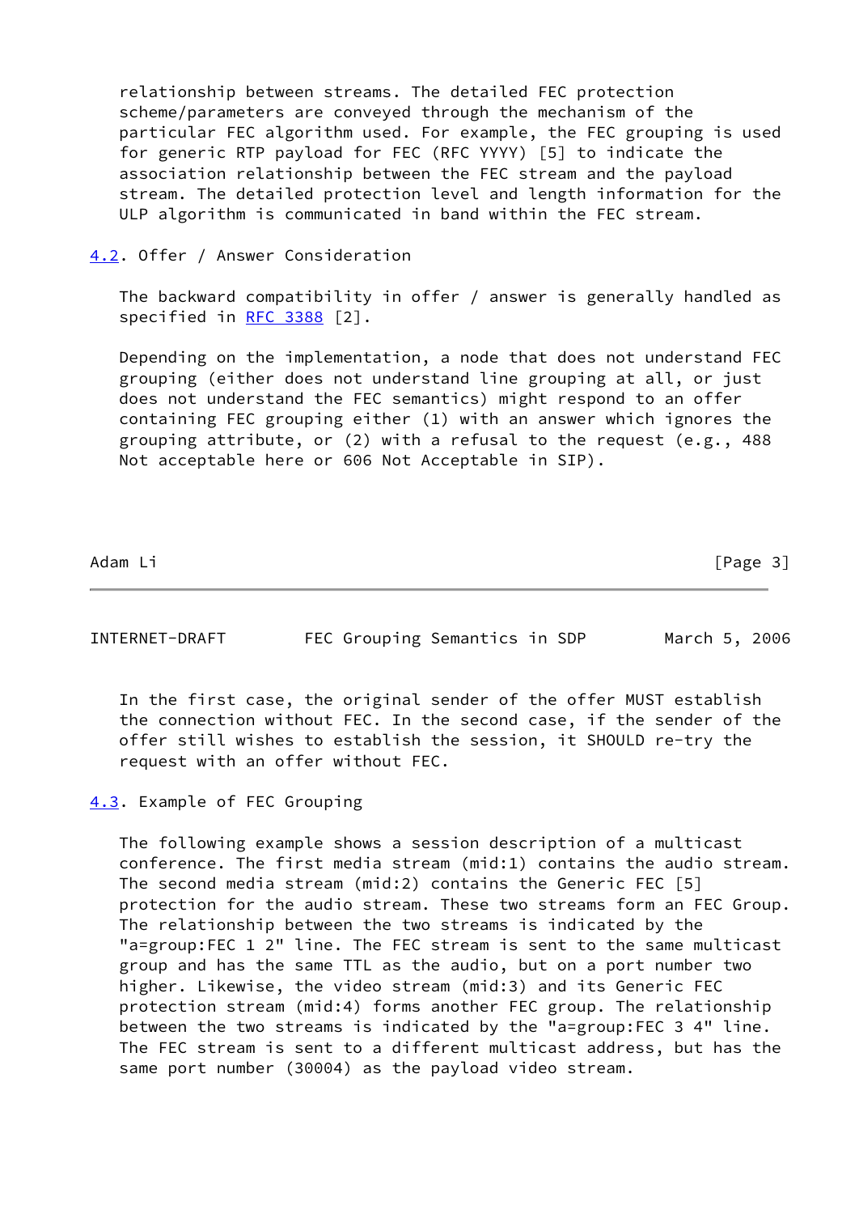relationship between streams. The detailed FEC protection scheme/parameters are conveyed through the mechanism of the particular FEC algorithm used. For example, the FEC grouping is used for generic RTP payload for FEC (RFC YYYY) [5] to indicate the association relationship between the FEC stream and the payload stream. The detailed protection level and length information for the ULP algorithm is communicated in band within the FEC stream.

## 4.2. Offer / Answer Consideration

The backward compatibility in offer / answer is generally handled as specified in RFC 3388 [2].

Depending on the implementation, a node that does not understand FEC grouping (either does not understand line grouping at all, or just does not understand the FEC semantics) might respond to an offer containing FEC grouping either (1) with an answer which ignores the grouping attribute, or (2) with a refusal to the request (e.g., 488 Not acceptable here or 606 Not Acceptable in SIP).

In the first case, the original sender of the offer MUST establish the connection without FEC. In the second case, if the sender of the offer still wishes to establish the session, it SHOULD re-try the request with an offer without FEC.

## 4.3. Example of FEC Grouping

The following example shows a session description of a multicast conference. The first media stream (mid:1) contains the audio stream. The second media stream (mid:2) contains the Generic FEC [5] protection for the audio stream. These two streams form an FEC Group. The relationship between the two streams is indicated by the "a=group:FEC 1 2" line. The FEC stream is sent to the same multicast group and has the same TTL as the audio, but on a port number two higher. Likewise, the video stream (mid:3) and its Generic FEC protection stream (mid:4) forms another FEC group. The relationship between the two streams is indicated by the "a=group:FEC 3 4" line. The FEC stream is sent to a different multicast address, but has the same port number (30004) as the payload video stream.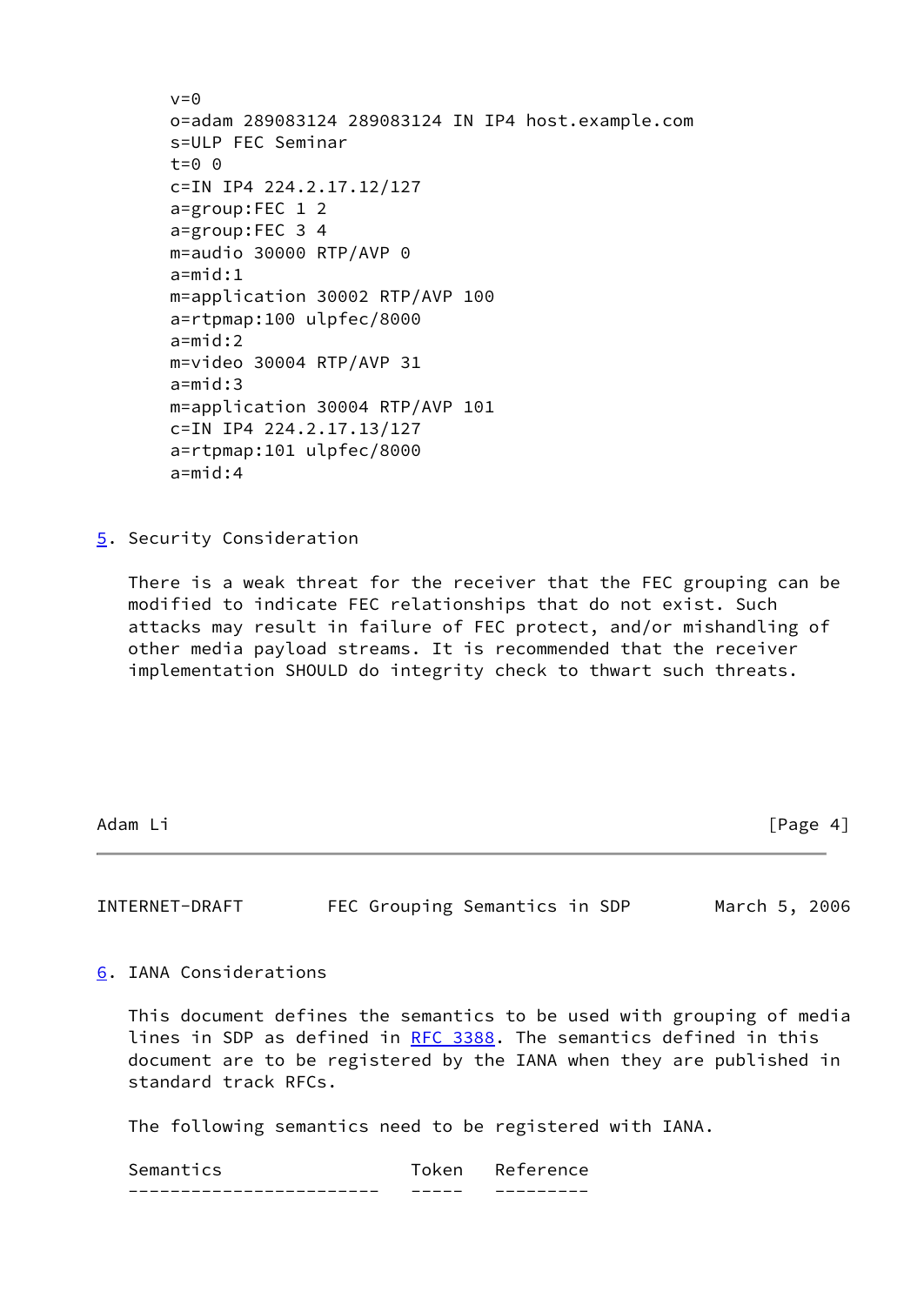```
v=0
o=adam 289083124 289083124 IN IP4 host.example.com
s=ULP FEC Seminar
t=0 0
c=IN IP4 224.2.17.12/127
a=group:FEC 1 2
a=group:FEC 3 4
m=audio 30000 RTP/AVP 0
a=mid:1
m=application 30002 RTP/AVP 100
a=rtpmap:100 ulpfec/8000
a=mid:2
m=video 30004 RTP/AVP 31
a=mid:3
m=application 30004 RTP/AVP 101
c=IN IP4 224.2.17.13/127
a=rtpmap:101 ulpfec/8000
a=mid:4
```

## 5. Security Consideration

There is a weak threat for the receiver that the FEC grouping can be modified to indicate FEC relationships that do not exist. Such attacks may result in failure of FEC protect, and/or mishandling of other media payload streams. It is recommended that the receiver implementation SHOULD do integrity check to thwart such threats.

## 6. IANA Considerations

This document defines the semantics to be used with grouping of media lines in SDP as defined in RFC 3388. The semantics defined in this document are to be registered by the IANA when they are published in standard track RFCs.

The following semantics need to be registered with IANA.

| Semantics | Token | Reference |
| --- | --- | --- |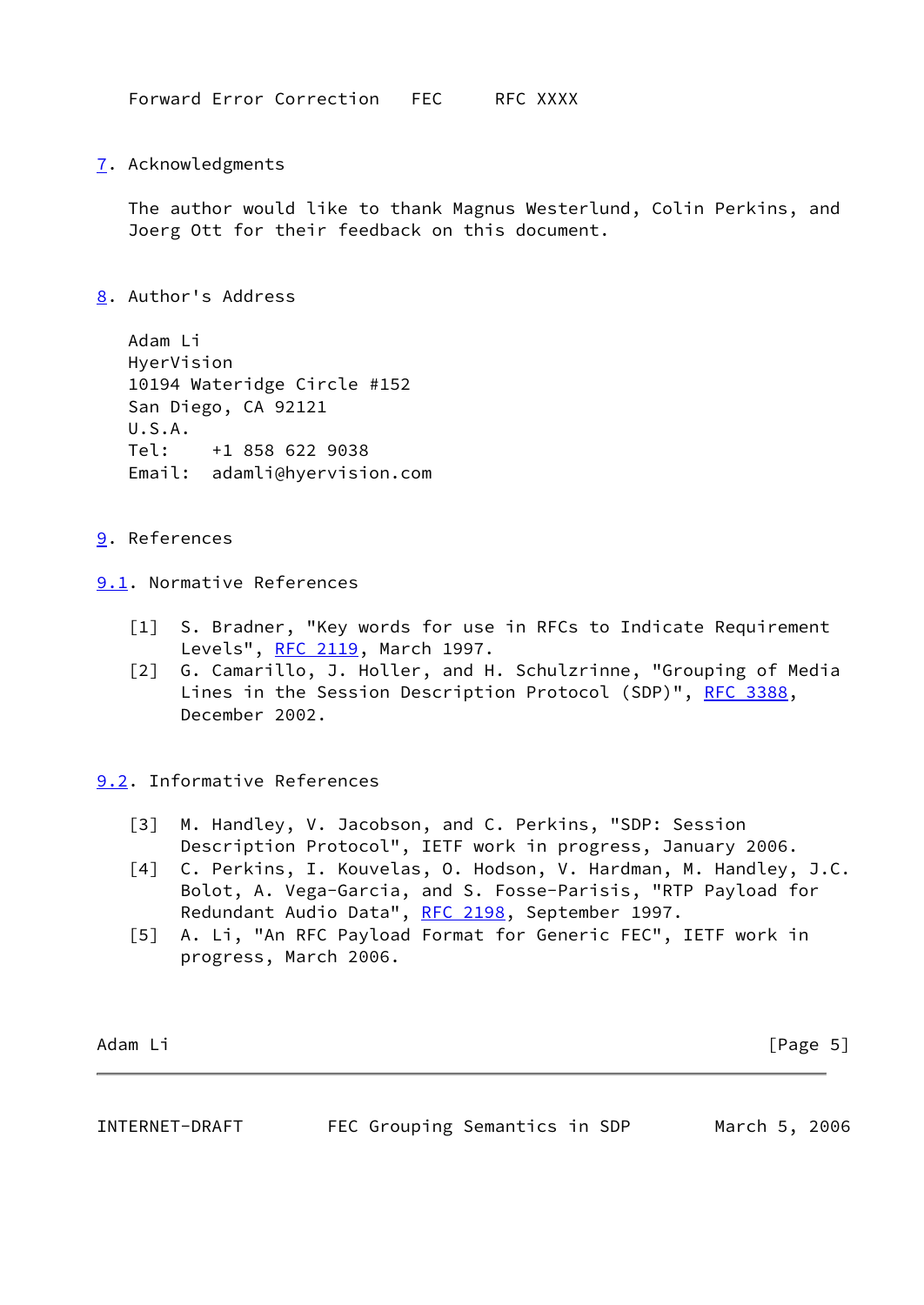Forward Error Correction   FEC     RFC XXXX

## 7. Acknowledgments

The author would like to thank Magnus Westerlund, Colin Perkins, and Joerg Ott for their feedback on this document.

## 8. Author's Address

Adam Li
HyerVision
10194 Wateridge Circle #152
San Diego, CA 92121
U.S.A.
Tel:     +1 858 622 9038
Email:  adamli@hyervision.com

## 9. References

### 9.1. Normative References

[1]  S. Bradner, "Key words for use in RFCs to Indicate Requirement Levels", RFC 2119, March 1997.

[2]  G. Camarillo, J. Holler, and H. Schulzrinne, "Grouping of Media Lines in the Session Description Protocol (SDP)", RFC 3388, December 2002.

### 9.2. Informative References

[3]  M. Handley, V. Jacobson, and C. Perkins, "SDP: Session Description Protocol", IETF work in progress, January 2006.

[4]  C. Perkins, I. Kouvelas, O. Hodson, V. Hardman, M. Handley, J.C. Bolot, A. Vega-Garcia, and S. Fosse-Parisis, "RTP Payload for Redundant Audio Data", RFC 2198, September 1997.

[5]  A. Li, "An RFC Payload Format for Generic FEC", IETF work in progress, March 2006.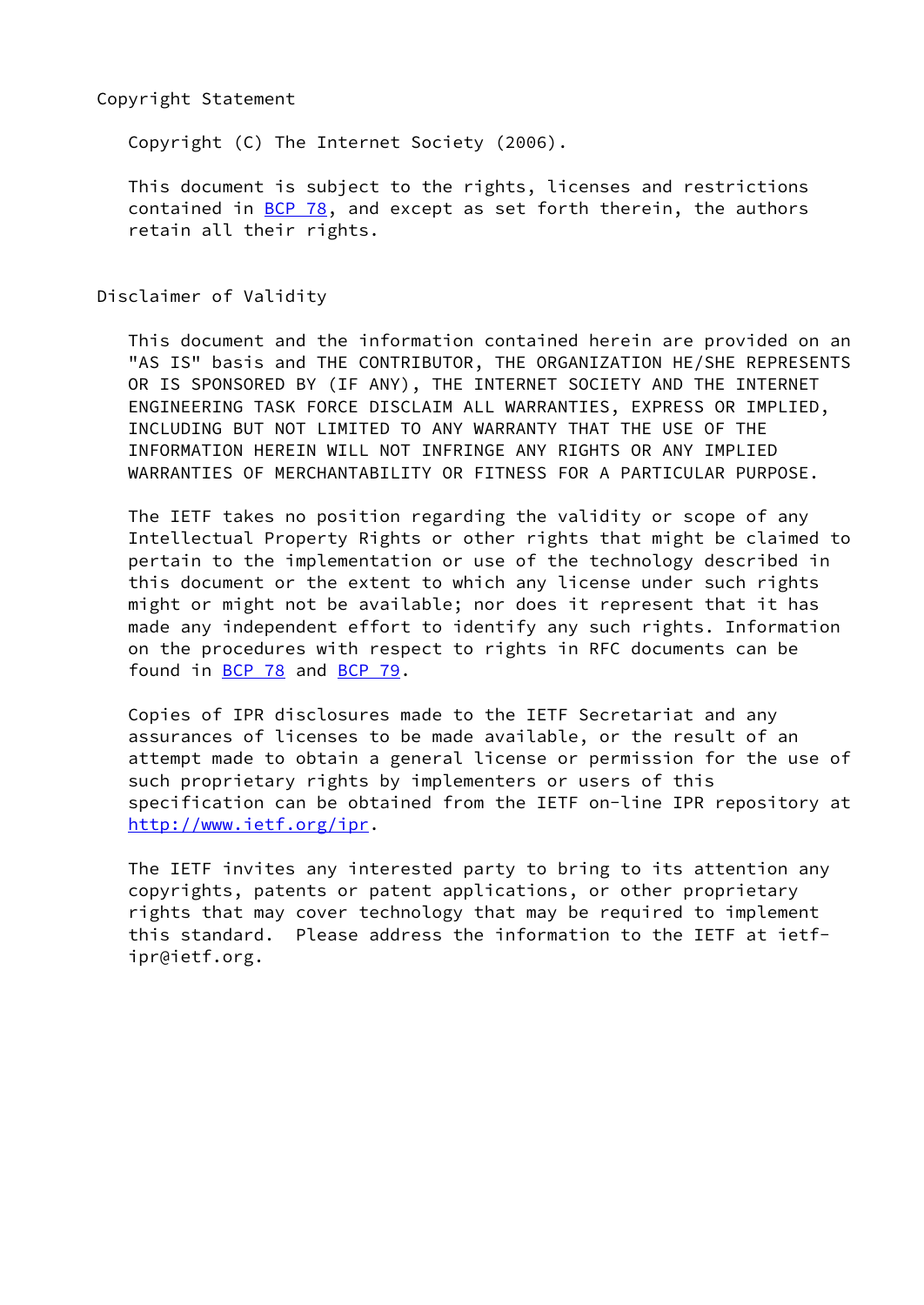## Copyright Statement

Copyright (C) The Internet Society (2006).

This document is subject to the rights, licenses and restrictions contained in BCP 78, and except as set forth therein, the authors retain all their rights.

## Disclaimer of Validity

This document and the information contained herein are provided on an "AS IS" basis and THE CONTRIBUTOR, THE ORGANIZATION HE/SHE REPRESENTS OR IS SPONSORED BY (IF ANY), THE INTERNET SOCIETY AND THE INTERNET ENGINEERING TASK FORCE DISCLAIM ALL WARRANTIES, EXPRESS OR IMPLIED, INCLUDING BUT NOT LIMITED TO ANY WARRANTY THAT THE USE OF THE INFORMATION HEREIN WILL NOT INFRINGE ANY RIGHTS OR ANY IMPLIED WARRANTIES OF MERCHANTABILITY OR FITNESS FOR A PARTICULAR PURPOSE.

The IETF takes no position regarding the validity or scope of any Intellectual Property Rights or other rights that might be claimed to pertain to the implementation or use of the technology described in this document or the extent to which any license under such rights might or might not be available; nor does it represent that it has made any independent effort to identify any such rights. Information on the procedures with respect to rights in RFC documents can be found in BCP 78 and BCP 79.

Copies of IPR disclosures made to the IETF Secretariat and any assurances of licenses to be made available, or the result of an attempt made to obtain a general license or permission for the use of such proprietary rights by implementers or users of this specification can be obtained from the IETF on-line IPR repository at http://www.ietf.org/ipr.

The IETF invites any interested party to bring to its attention any copyrights, patents or patent applications, or other proprietary rights that may cover technology that may be required to implement this standard. Please address the information to the IETF at ietf-ipr@ietf.org.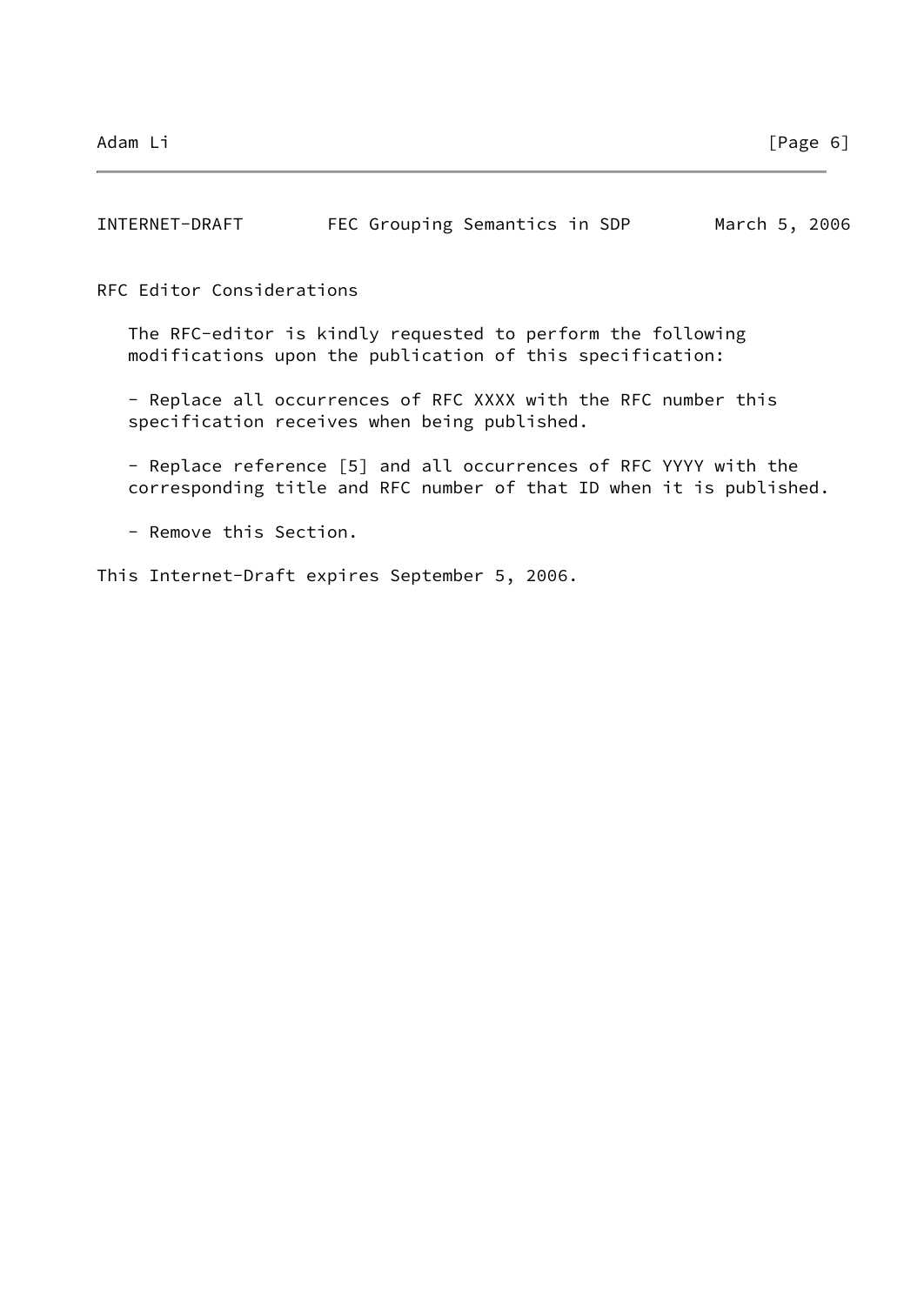## RFC Editor Considerations

The RFC-editor is kindly requested to perform the following modifications upon the publication of this specification:

- Replace all occurrences of RFC XXXX with the RFC number this specification receives when being published.

- Replace reference [5] and all occurrences of RFC YYYY with the corresponding title and RFC number of that ID when it is published.

- Remove this Section.

This Internet-Draft expires September 5, 2006.